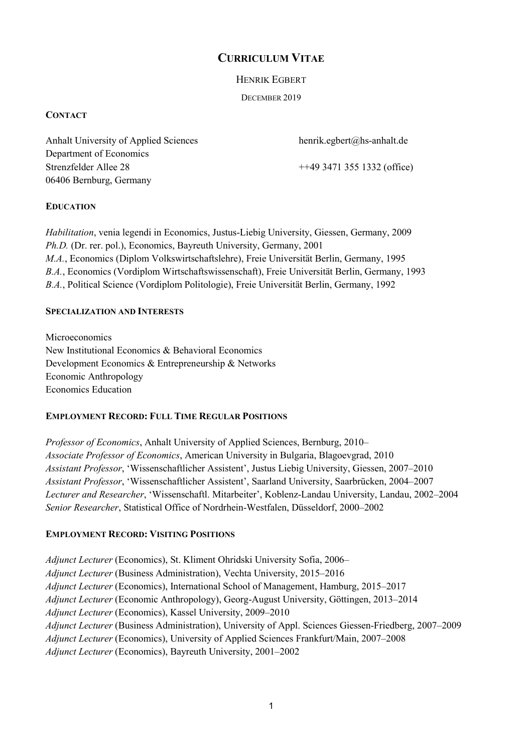# Curriculum Vitae

Henrik Egbert

December 2019

## Contact

Anhalt University of Applied Sciences
Department of Economics
Strenzfelder Allee 28
06406 Bernburg, Germany

henrik.egbert@hs-anhalt.de

++49 3471 355 1332 (office)

## Education

*Habilitation*, venia legendi in Economics, Justus-Liebig University, Giessen, Germany, 2009
*Ph.D.* (Dr. rer. pol.), Economics, Bayreuth University, Germany, 2001
*M.A.*, Economics (Diplom Volkswirtschaftslehre), Freie Universität Berlin, Germany, 1995
*B.A.*, Economics (Vordiplom Wirtschaftswissenschaft), Freie Universität Berlin, Germany, 1993
*B.A.*, Political Science (Vordiplom Politologie), Freie Universität Berlin, Germany, 1992

## Specialization and Interests

Microeconomics
New Institutional Economics & Behavioral Economics
Development Economics & Entrepreneurship & Networks
Economic Anthropology
Economics Education

## Employment Record: Full Time Regular Positions

*Professor of Economics*, Anhalt University of Applied Sciences, Bernburg, 2010–
*Associate Professor of Economics*, American University in Bulgaria, Blagoevgrad, 2010
*Assistant Professor*, 'Wissenschaftlicher Assistent', Justus Liebig University, Giessen, 2007–2010
*Assistant Professor*, 'Wissenschaftlicher Assistent', Saarland University, Saarbrücken, 2004–2007
*Lecturer and Researcher*, 'Wissenschaftl. Mitarbeiter', Koblenz-Landau University, Landau, 2002–2004
*Senior Researcher*, Statistical Office of Nordrhein-Westfalen, Düsseldorf, 2000–2002

## Employment Record: Visiting Positions

*Adjunct Lecturer* (Economics), St. Kliment Ohridski University Sofia, 2006–
*Adjunct Lecturer* (Business Administration), Vechta University, 2015–2016
*Adjunct Lecturer* (Economics), International School of Management, Hamburg, 2015–2017
*Adjunct Lecturer* (Economic Anthropology), Georg-August University, Göttingen, 2013–2014
*Adjunct Lecturer* (Economics), Kassel University, 2009–2010
*Adjunct Lecturer* (Business Administration), University of Appl. Sciences Giessen-Friedberg, 2007–2009
*Adjunct Lecturer* (Economics), University of Applied Sciences Frankfurt/Main, 2007–2008
*Adjunct Lecturer* (Economics), Bayreuth University, 2001–2002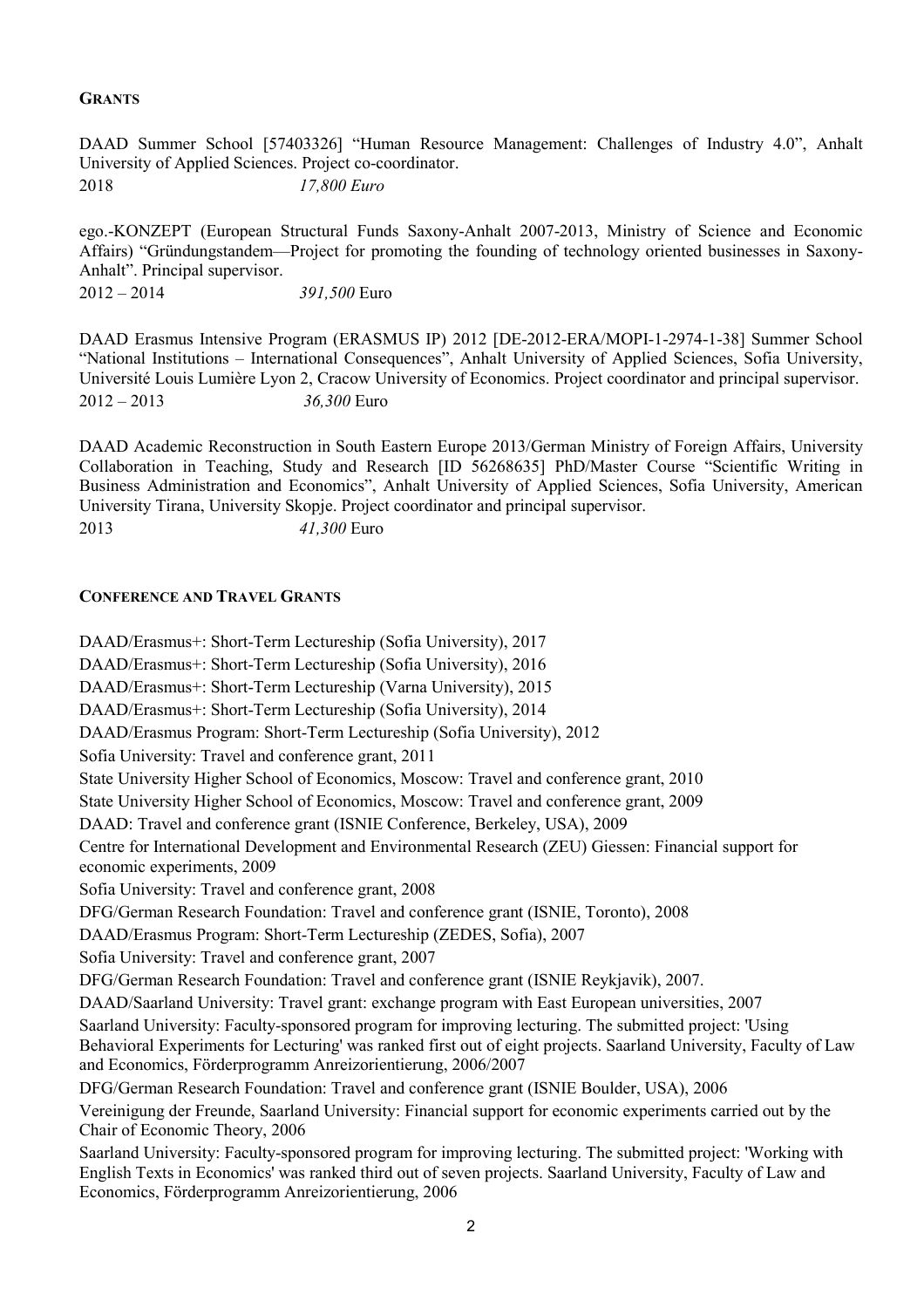## Grants

DAAD Summer School [57403326] "Human Resource Management: Challenges of Industry 4.0", Anhalt University of Applied Sciences. Project co-coordinator.
2018 *17,800 Euro*

ego.-KONZEPT (European Structural Funds Saxony-Anhalt 2007-2013, Ministry of Science and Economic Affairs) "Gründungstandem—Project for promoting the founding of technology oriented businesses in Saxony-Anhalt". Principal supervisor.
2012 – 2014 *391,500* Euro

DAAD Erasmus Intensive Program (ERASMUS IP) 2012 [DE-2012-ERA/MOPI-1-2974-1-38] Summer School "National Institutions – International Consequences", Anhalt University of Applied Sciences, Sofia University, Université Louis Lumière Lyon 2, Cracow University of Economics. Project coordinator and principal supervisor.
2012 – 2013 *36,300* Euro

DAAD Academic Reconstruction in South Eastern Europe 2013/German Ministry of Foreign Affairs, University Collaboration in Teaching, Study and Research [ID 56268635] PhD/Master Course "Scientific Writing in Business Administration and Economics", Anhalt University of Applied Sciences, Sofia University, American University Tirana, University Skopje. Project coordinator and principal supervisor.
2013 *41,300* Euro

## Conference and Travel Grants

DAAD/Erasmus+: Short-Term Lectureship (Sofia University), 2017

DAAD/Erasmus+: Short-Term Lectureship (Sofia University), 2016

DAAD/Erasmus+: Short-Term Lectureship (Varna University), 2015

DAAD/Erasmus+: Short-Term Lectureship (Sofia University), 2014

DAAD/Erasmus Program: Short-Term Lectureship (Sofia University), 2012

Sofia University: Travel and conference grant, 2011

State University Higher School of Economics, Moscow: Travel and conference grant, 2010

State University Higher School of Economics, Moscow: Travel and conference grant, 2009

DAAD: Travel and conference grant (ISNIE Conference, Berkeley, USA), 2009

Centre for International Development and Environmental Research (ZEU) Giessen: Financial support for economic experiments, 2009

Sofia University: Travel and conference grant, 2008

DFG/German Research Foundation: Travel and conference grant (ISNIE, Toronto), 2008

DAAD/Erasmus Program: Short-Term Lectureship (ZEDES, Sofia), 2007

Sofia University: Travel and conference grant, 2007

DFG/German Research Foundation: Travel and conference grant (ISNIE Reykjavik), 2007.

DAAD/Saarland University: Travel grant: exchange program with East European universities, 2007

Saarland University: Faculty-sponsored program for improving lecturing. The submitted project: 'Using Behavioral Experiments for Lecturing' was ranked first out of eight projects. Saarland University, Faculty of Law and Economics, Förderprogramm Anreizorientierung, 2006/2007

DFG/German Research Foundation: Travel and conference grant (ISNIE Boulder, USA), 2006

Vereinigung der Freunde, Saarland University: Financial support for economic experiments carried out by the Chair of Economic Theory, 2006

Saarland University: Faculty-sponsored program for improving lecturing. The submitted project: 'Working with English Texts in Economics' was ranked third out of seven projects. Saarland University, Faculty of Law and Economics, Förderprogramm Anreizorientierung, 2006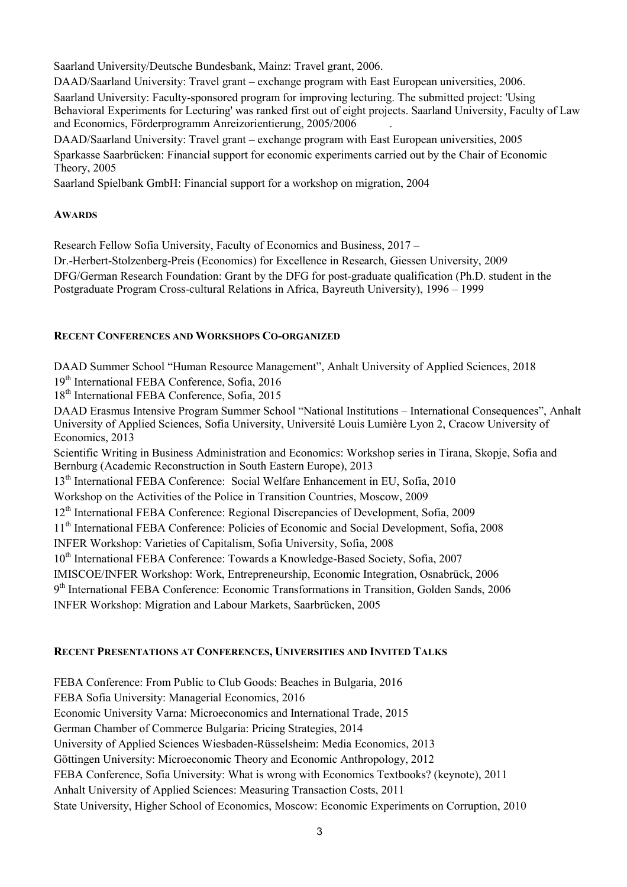Saarland University/Deutsche Bundesbank, Mainz: Travel grant, 2006.

DAAD/Saarland University: Travel grant – exchange program with East European universities, 2006.

Saarland University: Faculty-sponsored program for improving lecturing. The submitted project: 'Using Behavioral Experiments for Lecturing' was ranked first out of eight projects. Saarland University, Faculty of Law and Economics, Förderprogramm Anreizorientierung, 2005/2006 .

DAAD/Saarland University: Travel grant – exchange program with East European universities, 2005

Sparkasse Saarbrücken: Financial support for economic experiments carried out by the Chair of Economic Theory, 2005

Saarland Spielbank GmbH: Financial support for a workshop on migration, 2004

#### AWARDS

Research Fellow Sofia University, Faculty of Economics and Business, 2017 –

Dr.-Herbert-Stolzenberg-Preis (Economics) for Excellence in Research, Giessen University, 2009

DFG/German Research Foundation: Grant by the DFG for post-graduate qualification (Ph.D. student in the Postgraduate Program Cross-cultural Relations in Africa, Bayreuth University), 1996 – 1999

#### RECENT CONFERENCES AND WORKSHOPS CO-ORGANIZED

DAAD Summer School "Human Resource Management", Anhalt University of Applied Sciences, 2018

19th International FEBA Conference, Sofia, 2016

18th International FEBA Conference, Sofia, 2015

DAAD Erasmus Intensive Program Summer School "National Institutions – International Consequences", Anhalt University of Applied Sciences, Sofia University, Université Louis Lumière Lyon 2, Cracow University of Economics, 2013

Scientific Writing in Business Administration and Economics: Workshop series in Tirana, Skopje, Sofia and Bernburg (Academic Reconstruction in South Eastern Europe), 2013

13th International FEBA Conference: Social Welfare Enhancement in EU, Sofia, 2010

Workshop on the Activities of the Police in Transition Countries, Moscow, 2009

12th International FEBA Conference: Regional Discrepancies of Development, Sofia, 2009

11th International FEBA Conference: Policies of Economic and Social Development, Sofia, 2008

INFER Workshop: Varieties of Capitalism, Sofia University, Sofia, 2008

10th International FEBA Conference: Towards a Knowledge-Based Society, Sofia, 2007

IMISCOE/INFER Workshop: Work, Entrepreneurship, Economic Integration, Osnabrück, 2006

9th International FEBA Conference: Economic Transformations in Transition, Golden Sands, 2006

INFER Workshop: Migration and Labour Markets, Saarbrücken, 2005

#### RECENT PRESENTATIONS AT CONFERENCES, UNIVERSITIES AND INVITED TALKS

FEBA Conference: From Public to Club Goods: Beaches in Bulgaria, 2016

FEBA Sofia University: Managerial Economics, 2016

Economic University Varna: Microeconomics and International Trade, 2015

German Chamber of Commerce Bulgaria: Pricing Strategies, 2014

University of Applied Sciences Wiesbaden-Rüsselsheim: Media Economics, 2013

Göttingen University: Microeconomic Theory and Economic Anthropology, 2012

FEBA Conference, Sofia University: What is wrong with Economics Textbooks? (keynote), 2011

Anhalt University of Applied Sciences: Measuring Transaction Costs, 2011

State University, Higher School of Economics, Moscow: Economic Experiments on Corruption, 2010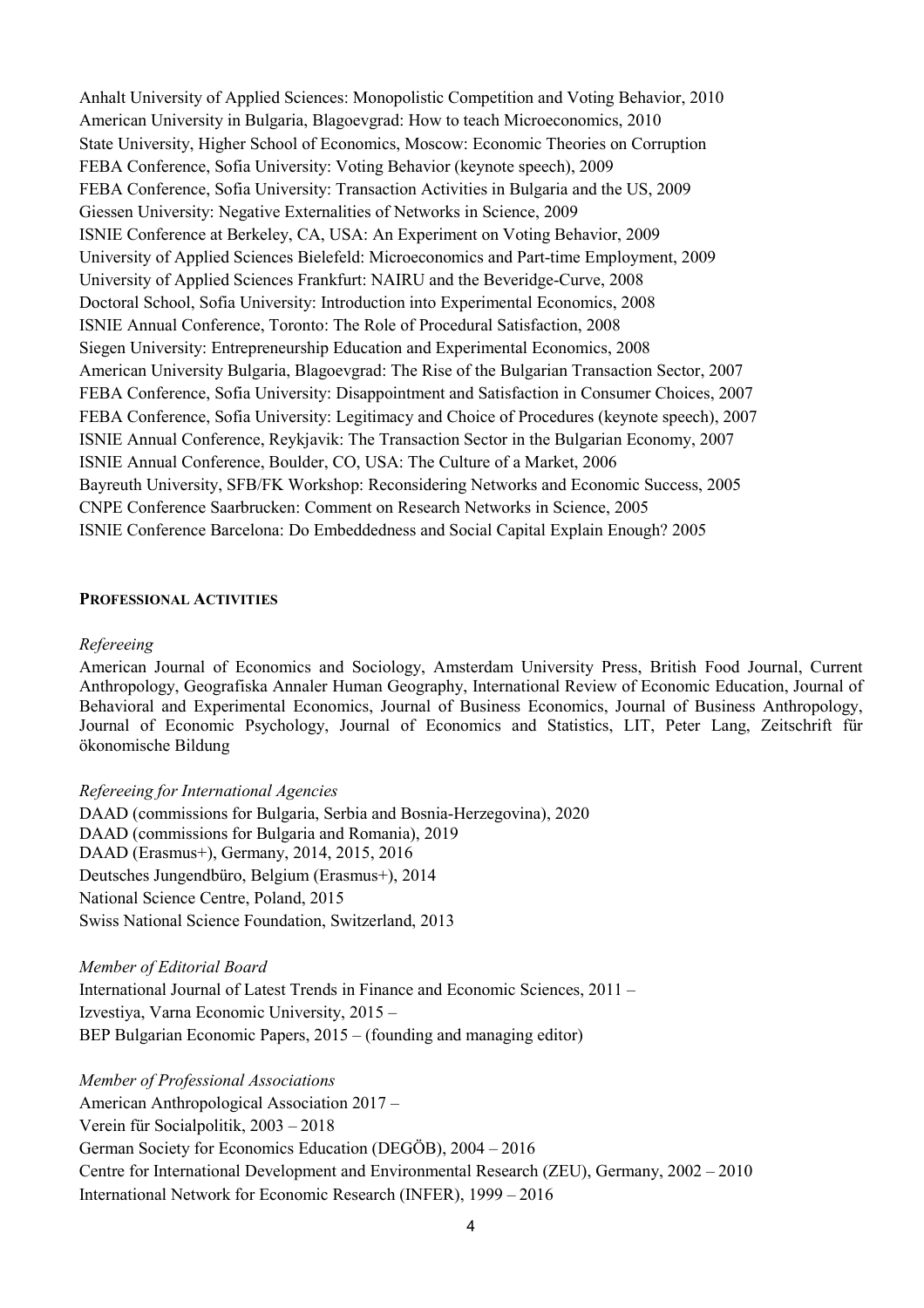Anhalt University of Applied Sciences: Monopolistic Competition and Voting Behavior, 2010
American University in Bulgaria, Blagoevgrad: How to teach Microeconomics, 2010
State University, Higher School of Economics, Moscow: Economic Theories on Corruption
FEBA Conference, Sofia University: Voting Behavior (keynote speech), 2009
FEBA Conference, Sofia University: Transaction Activities in Bulgaria and the US, 2009
Giessen University: Negative Externalities of Networks in Science, 2009
ISNIE Conference at Berkeley, CA, USA: An Experiment on Voting Behavior, 2009
University of Applied Sciences Bielefeld: Microeconomics and Part-time Employment, 2009
University of Applied Sciences Frankfurt: NAIRU and the Beveridge-Curve, 2008
Doctoral School, Sofia University: Introduction into Experimental Economics, 2008
ISNIE Annual Conference, Toronto: The Role of Procedural Satisfaction, 2008
Siegen University: Entrepreneurship Education and Experimental Economics, 2008
American University Bulgaria, Blagoevgrad: The Rise of the Bulgarian Transaction Sector, 2007
FEBA Conference, Sofia University: Disappointment and Satisfaction in Consumer Choices, 2007
FEBA Conference, Sofia University: Legitimacy and Choice of Procedures (keynote speech), 2007
ISNIE Annual Conference, Reykjavik: The Transaction Sector in the Bulgarian Economy, 2007
ISNIE Annual Conference, Boulder, CO, USA: The Culture of a Market, 2006
Bayreuth University, SFB/FK Workshop: Reconsidering Networks and Economic Success, 2005
CNPE Conference Saarbrucken: Comment on Research Networks in Science, 2005
ISNIE Conference Barcelona: Do Embeddedness and Social Capital Explain Enough? 2005

## PROFESSIONAL ACTIVITIES

*Refereeing*

American Journal of Economics and Sociology, Amsterdam University Press, British Food Journal, Current Anthropology, Geografiska Annaler Human Geography, International Review of Economic Education, Journal of Behavioral and Experimental Economics, Journal of Business Economics, Journal of Business Anthropology, Journal of Economic Psychology, Journal of Economics and Statistics, LIT, Peter Lang, Zeitschrift für ökonomische Bildung

*Refereeing for International Agencies*

DAAD (commissions for Bulgaria, Serbia and Bosnia-Herzegovina), 2020
DAAD (commissions for Bulgaria and Romania), 2019
DAAD (Erasmus+), Germany, 2014, 2015, 2016
Deutsches Jungendbüro, Belgium (Erasmus+), 2014
National Science Centre, Poland, 2015
Swiss National Science Foundation, Switzerland, 2013

*Member of Editorial Board*

International Journal of Latest Trends in Finance and Economic Sciences, 2011 –
Izvestiya, Varna Economic University, 2015 –
BEP Bulgarian Economic Papers, 2015 – (founding and managing editor)

*Member of Professional Associations*

American Anthropological Association 2017 –
Verein für Socialpolitik, 2003 – 2018
German Society for Economics Education (DEGÖB), 2004 – 2016
Centre for International Development and Environmental Research (ZEU), Germany, 2002 – 2010
International Network for Economic Research (INFER), 1999 – 2016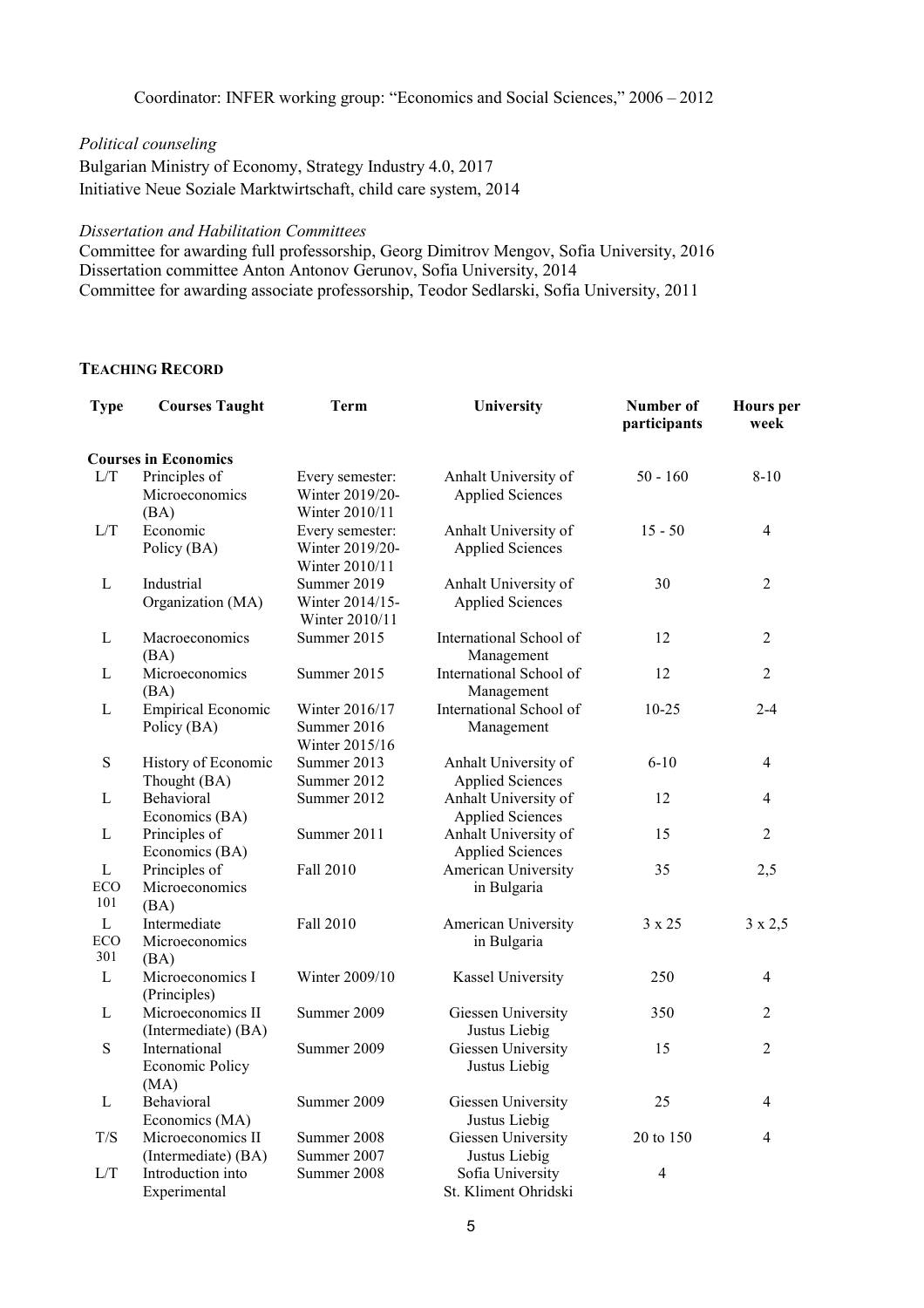Coordinator: INFER working group: "Economics and Social Sciences," 2006 – 2012

*Political counseling*

Bulgarian Ministry of Economy, Strategy Industry 4.0, 2017
Initiative Neue Soziale Marktwirtschaft, child care system, 2014

*Dissertation and Habilitation Committees*

Committee for awarding full professorship, Georg Dimitrov Mengov, Sofia University, 2016
Dissertation committee Anton Antonov Gerunov, Sofia University, 2014
Committee for awarding associate professorship, Teodor Sedlarski, Sofia University, 2011

## TEACHING RECORD

| Type | Courses Taught | Term | University | Number of participants | Hours per week |
|---|---|---|---|---|---|
| **Courses in Economics** | | | | | |
| L/T | Principles of Microeconomics (BA) | Every semester: Winter 2019/20- Winter 2010/11 | Anhalt University of Applied Sciences | 50 - 160 | 8-10 |
| L/T | Economic Policy (BA) | Every semester: Winter 2019/20- Winter 2010/11 | Anhalt University of Applied Sciences | 15 - 50 | 4 |
| L | Industrial Organization (MA) | Summer 2019 Winter 2014/15- Winter 2010/11 | Anhalt University of Applied Sciences | 30 | 2 |
| L | Macroeconomics (BA) | Summer 2015 | International School of Management | 12 | 2 |
| L | Microeconomics (BA) | Summer 2015 | International School of Management | 12 | 2 |
| L | Empirical Economic Policy (BA) | Winter 2016/17 Summer 2016 Winter 2015/16 | International School of Management | 10-25 | 2-4 |
| S | History of Economic Thought (BA) | Summer 2013 Summer 2012 | Anhalt University of Applied Sciences | 6-10 | 4 |
| L | Behavioral Economics (BA) | Summer 2012 | Anhalt University of Applied Sciences | 12 | 4 |
| L | Principles of Economics (BA) | Summer 2011 | Anhalt University of Applied Sciences | 15 | 2 |
| L ECO 101 | Principles of Microeconomics (BA) | Fall 2010 | American University in Bulgaria | 35 | 2,5 |
| L ECO 301 | Intermediate Microeconomics (BA) | Fall 2010 | American University in Bulgaria | 3 x 25 | 3 x 2,5 |
| L | Microeconomics I (Principles) | Winter 2009/10 | Kassel University | 250 | 4 |
| L | Microeconomics II (Intermediate) (BA) | Summer 2009 | Giessen University Justus Liebig | 350 | 2 |
| S | International Economic Policy (MA) | Summer 2009 | Giessen University Justus Liebig | 15 | 2 |
| L | Behavioral Economics (MA) | Summer 2009 | Giessen University Justus Liebig | 25 | 4 |
| T/S | Microeconomics II (Intermediate) (BA) | Summer 2008 Summer 2007 | Giessen University Justus Liebig | 20 to 150 | 4 |
| L/T | Introduction into Experimental | Summer 2008 | Sofia University St. Kliment Ohridski | 4 | |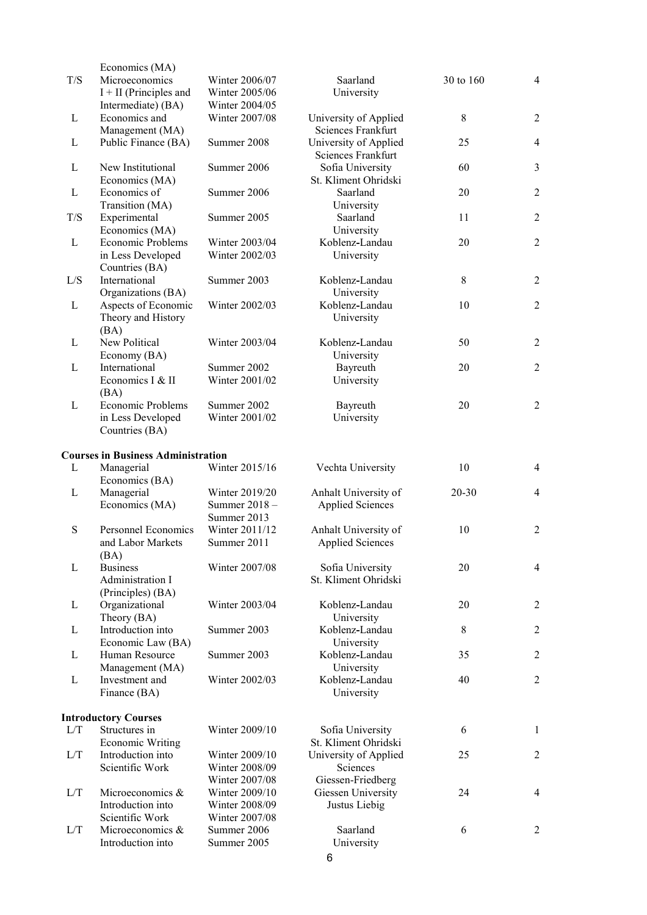| | | | | | |
|---|---|---|---|---|---|
| | Economics (MA) | | | | |
| T/S | Microeconomics I + II (Principles and Intermediate) (BA) | Winter 2006/07 Winter 2005/06 Winter 2004/05 | Saarland University | 30 to 160 | 4 |
| L | Economics and Management (MA) | Winter 2007/08 | University of Applied Sciences Frankfurt | 8 | 2 |
| L | Public Finance (BA) | Summer 2008 | University of Applied Sciences Frankfurt | 25 | 4 |
| L | New Institutional Economics (MA) | Summer 2006 | Sofia University St. Kliment Ohridski | 60 | 3 |
| L | Economics of Transition (MA) | Summer 2006 | Saarland University | 20 | 2 |
| T/S | Experimental Economics (MA) | Summer 2005 | Saarland University | 11 | 2 |
| L | Economic Problems in Less Developed Countries (BA) | Winter 2003/04 Winter 2002/03 | Koblenz-Landau University | 20 | 2 |
| L/S | International Organizations (BA) | Summer 2003 | Koblenz-Landau University | 8 | 2 |
| L | Aspects of Economic Theory and History (BA) | Winter 2002/03 | Koblenz-Landau University | 10 | 2 |
| L | New Political Economy (BA) | Winter 2003/04 | Koblenz-Landau University | 50 | 2 |
| L | International Economics I & II (BA) | Summer 2002 Winter 2001/02 | Bayreuth University | 20 | 2 |
| L | Economic Problems in Less Developed Countries (BA) | Summer 2002 Winter 2001/02 | Bayreuth University | 20 | 2 |

**Courses in Business Administration**

| | | | | | |
|---|---|---|---|---|---|
| L | Managerial Economics (BA) | Winter 2015/16 | Vechta University | 10 | 4 |
| L | Managerial Economics (MA) | Winter 2019/20 Summer 2018 – Summer 2013 | Anhalt University of Applied Sciences | 20-30 | 4 |
| S | Personnel Economics and Labor Markets (BA) | Winter 2011/12 Summer 2011 | Anhalt University of Applied Sciences | 10 | 2 |
| L | Business Administration I (Principles) (BA) | Winter 2007/08 | Sofia University St. Kliment Ohridski | 20 | 4 |
| L | Organizational Theory (BA) | Winter 2003/04 | Koblenz-Landau University | 20 | 2 |
| L | Introduction into Economic Law (BA) | Summer 2003 | Koblenz-Landau University | 8 | 2 |
| L | Human Resource Management (MA) | Summer 2003 | Koblenz-Landau University | 35 | 2 |
| L | Investment and Finance (BA) | Winter 2002/03 | Koblenz-Landau University | 40 | 2 |

**Introductory Courses**

| | | | | | |
|---|---|---|---|---|---|
| L/T | Structures in Economic Writing | Winter 2009/10 | Sofia University St. Kliment Ohridski | 6 | 1 |
| L/T | Introduction into Scientific Work | Winter 2009/10 Winter 2008/09 Winter 2007/08 | University of Applied Sciences Giessen-Friedberg | 25 | 2 |
| L/T | Microeconomics & Introduction into Scientific Work | Winter 2009/10 Winter 2008/09 Winter 2007/08 | Giessen University Justus Liebig | 24 | 4 |
| L/T | Microeconomics & Introduction into | Summer 2006 Summer 2005 | Saarland University | 6 | 2 |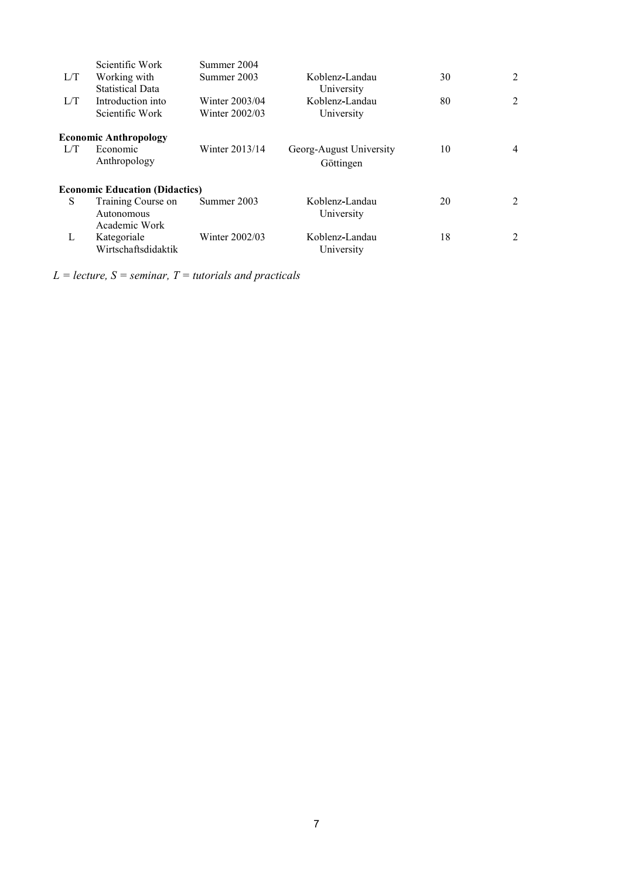| | | | | | |
|---|---|---|---|---|---|
| | Scientific Work | Summer 2004 | | | |
| L/T | Working with Statistical Data | Summer 2003 | Koblenz-Landau University | 30 | 2 |
| L/T | Introduction into Scientific Work | Winter 2003/04 Winter 2002/03 | Koblenz-Landau University | 80 | 2 |
| **Economic Anthropology** | | | | | |
| L/T | Economic Anthropology | Winter 2013/14 | Georg-August University Göttingen | 10 | 4 |
| **Economic Education (Didactics)** | | | | | |
| S | Training Course on Autonomous Academic Work | Summer 2003 | Koblenz-Landau University | 20 | 2 |
| L | Kategoriale Wirtschaftsdidaktik | Winter 2002/03 | Koblenz-Landau University | 18 | 2 |

*L = lecture, S = seminar, T = tutorials and practicals*